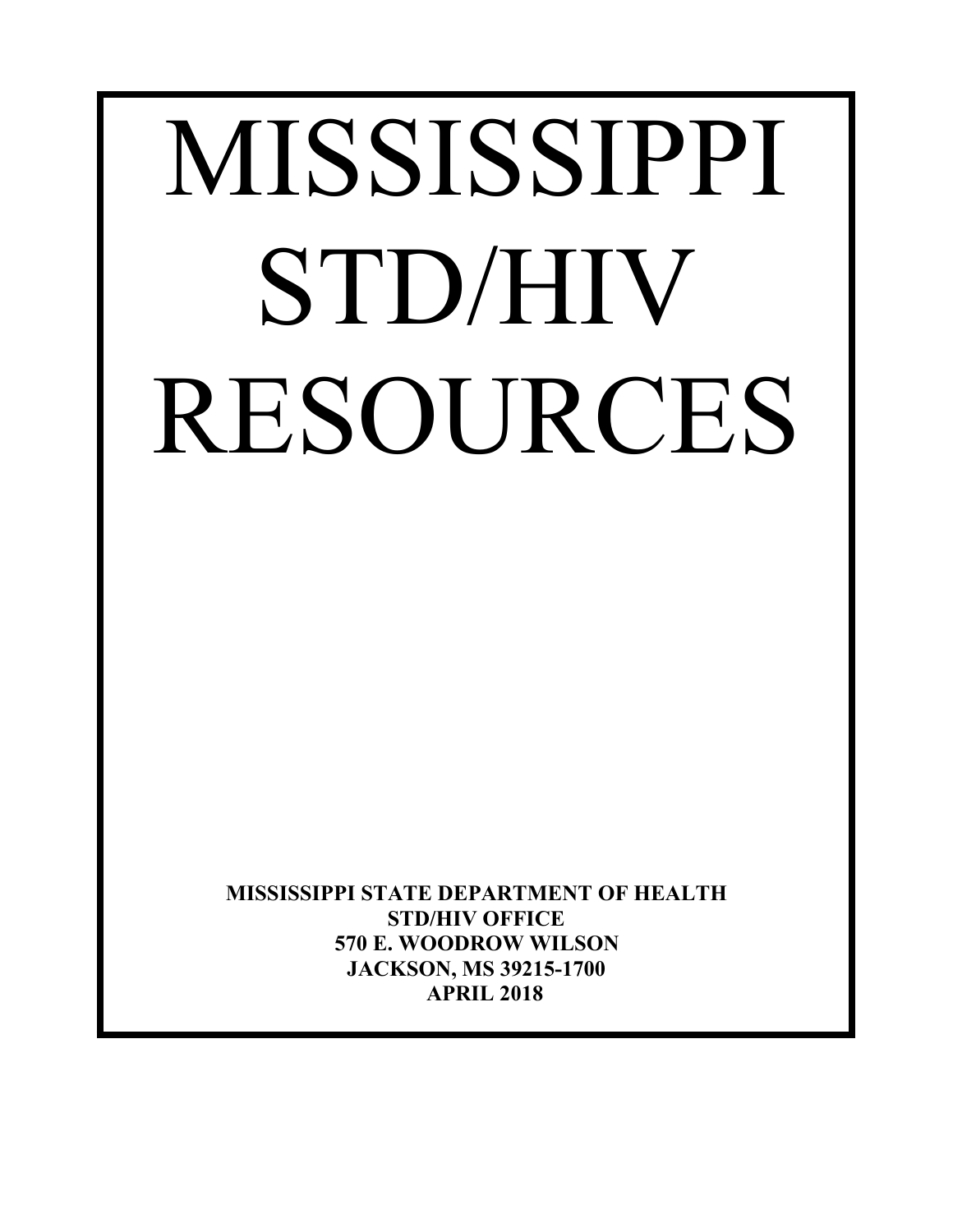# MISSISSIPPI STD/HIV RESOURCES

**MISSISSIPPI STATE DEPARTMENT OF HEALTH**
**STD/HIV OFFICE**
**570 E. WOODROW WILSON**
**JACKSON, MS 39215-1700**
**APRIL 2018**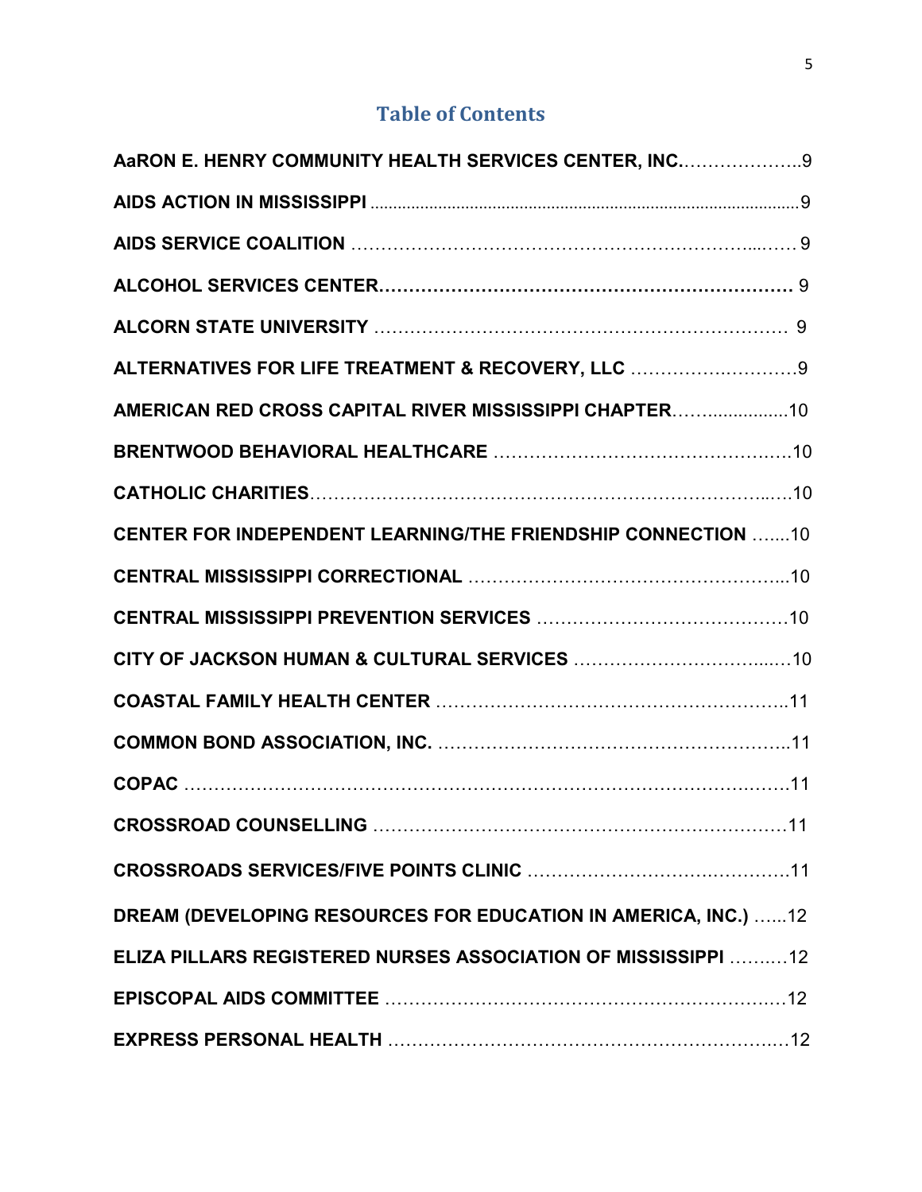## Table of Contents

**AaRON E. HENRY COMMUNITY HEALTH SERVICES CENTER, INC.**……………….. 9

**AIDS ACTION IN MISSISSIPPI** ………………………………………………… 9

**AIDS SERVICE COALITION** ………………………………………………… 9

**ALCOHOL SERVICES CENTER**……………………………………………… 9

**ALCORN STATE UNIVERSITY** ……………………………………………… 9

**ALTERNATIVES FOR LIFE TREATMENT & RECOVERY, LLC** ……………… 9

**AMERICAN RED CROSS CAPITAL RIVER MISSISSIPPI CHAPTER**……………… 10

**BRENTWOOD BEHAVIORAL HEALTHCARE** ……………………………… 10

**CATHOLIC CHARITIES**……………………………………………………… 10

**CENTER FOR INDEPENDENT LEARNING/THE FRIENDSHIP CONNECTION** ……. 10

**CENTRAL MISSISSIPPI CORRECTIONAL** ………………………………… 10

**CENTRAL MISSISSIPPI PREVENTION SERVICES** ………………………… 10

**CITY OF JACKSON HUMAN & CULTURAL SERVICES** …………………… 10

**COASTAL FAMILY HEALTH CENTER** ……………………………………… 11

**COMMON BOND ASSOCIATION, INC.** ……………………………………… 11

**COPAC** ……………………………………………………………………… 11

**CROSSROAD COUNSELLING** ……………………………………………… 11

**CROSSROADS SERVICES/FIVE POINTS CLINIC** …………………………… 11

**DREAM (DEVELOPING RESOURCES FOR EDUCATION IN AMERICA, INC.)** …… 12

**ELIZA PILLARS REGISTERED NURSES ASSOCIATION OF MISSISSIPPI** ………. 12

**EPISCOPAL AIDS COMMITTEE** …………………………………………… 12

**EXPRESS PERSONAL HEALTH** ……………………………………………… 12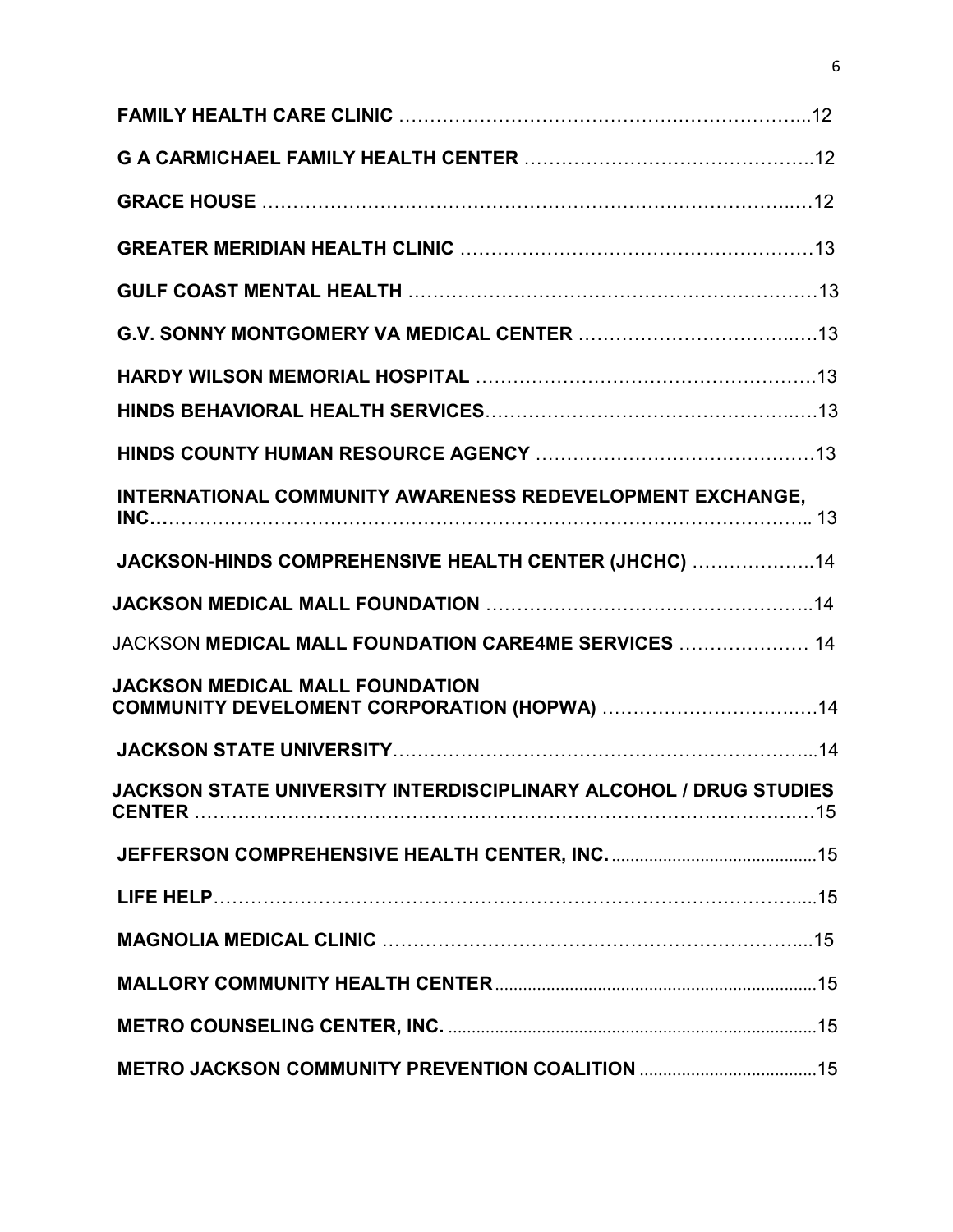**FAMILY HEALTH CARE CLINIC** …………………………………………………………...12

**G A CARMICHAEL FAMILY HEALTH CENTER** ………………………………………..12

**GRACE HOUSE** …………………………………………………………………………..…12

**GREATER MERIDIAN HEALTH CLINIC** ……………………………………………….13

**GULF COAST MENTAL HEALTH** …………………………………………………………13

**G.V. SONNY MONTGOMERY VA MEDICAL CENTER** ……………………………..….13

**HARDY WILSON MEMORIAL HOSPITAL** ……………………………………………….13

**HINDS BEHAVIORAL HEALTH SERVICES**…………………………………………..….13

**HINDS COUNTY HUMAN RESOURCE AGENCY** ………………………………………13

**INTERNATIONAL COMMUNITY AWARENESS REDEVELOPMENT EXCHANGE, INC…**…………………………………………………………………………………….. 13

**JACKSON-HINDS COMPREHENSIVE HEALTH CENTER (JHCHC)** ………………..14

**JACKSON MEDICAL MALL FOUNDATION** ……………………………………………..14

JACKSON **MEDICAL MALL FOUNDATION CARE4ME SERVICES** ………………… 14

**JACKSON MEDICAL MALL FOUNDATION COMMUNITY DEVELOMENT CORPORATION (HOPWA)** …………………………….14

**JACKSON STATE UNIVERSITY**…………………………………………………………...14

**JACKSON STATE UNIVERSITY INTERDISCIPLINARY ALCOHOL / DRUG STUDIES CENTER** ……………………………………………………………………………….…15

**JEFFERSON COMPREHENSIVE HEALTH CENTER, INC.** ...........................................15

**LIFE HELP**……………………………………………………………………………….....15

**MAGNOLIA MEDICAL CLINIC** ………………………………………………………….....15

**MALLORY COMMUNITY HEALTH CENTER**....................................................................15

**METRO COUNSELING CENTER, INC.** ..............................................................................15

**METRO JACKSON COMMUNITY PREVENTION COALITION** .....................................15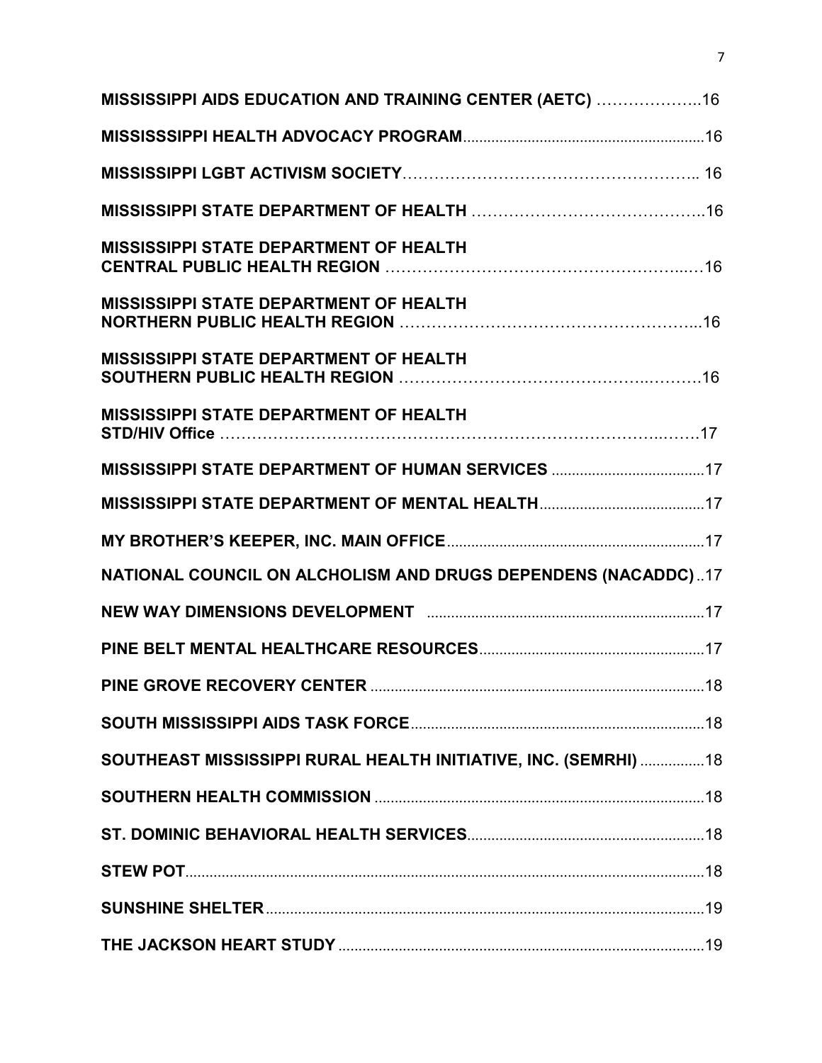**MISSISSIPPI AIDS EDUCATION AND TRAINING CENTER (AETC)** ………………..16

**MISSISSSIPPI HEALTH ADVOCACY PROGRAM**..........................................................16

**MISSISSIPPI LGBT ACTIVISM SOCIETY**……………………………………………….. 16

**MISSISSIPPI STATE DEPARTMENT OF HEALTH** ……………………………………..16

**MISSISSIPPI STATE DEPARTMENT OF HEALTH CENTRAL PUBLIC HEALTH REGION** ……………………………………………..…16

**MISSISSIPPI STATE DEPARTMENT OF HEALTH NORTHERN PUBLIC HEALTH REGION** …………………………………………………...16

**MISSISSIPPI STATE DEPARTMENT OF HEALTH SOUTHERN PUBLIC HEALTH REGION** ………………………………………..………16

**MISSISSIPPI STATE DEPARTMENT OF HEALTH STD/HIV Office** ……………………………………………………………………..……17

**MISSISSIPPI STATE DEPARTMENT OF HUMAN SERVICES** .....................................17

**MISSISSIPPI STATE DEPARTMENT OF MENTAL HEALTH**........................................17

**MY BROTHER'S KEEPER, INC. MAIN OFFICE**................................................................17

**NATIONAL COUNCIL ON ALCHOLISM AND DRUGS DEPENDENS (NACADDC)**..17

**NEW WAY DIMENSIONS DEVELOPMENT** ....................................................................17

**PINE BELT MENTAL HEALTHCARE RESOURCES**........................................................17

**PINE GROVE RECOVERY CENTER** ..................................................................................18

**SOUTH MISSISSIPPI AIDS TASK FORCE**........................................................................18

**SOUTHEAST MISSISSIPPI RURAL HEALTH INITIATIVE, INC. (SEMRHI)** ................18

**SOUTHERN HEALTH COMMISSION** ..................................................................................18

**ST. DOMINIC BEHAVIORAL HEALTH SERVICES**...........................................................18

**STEW POT**..................................................................................................................18

**SUNSHINE SHELTER**......................................................................................................19

**THE JACKSON HEART STUDY** ...........................................................................................19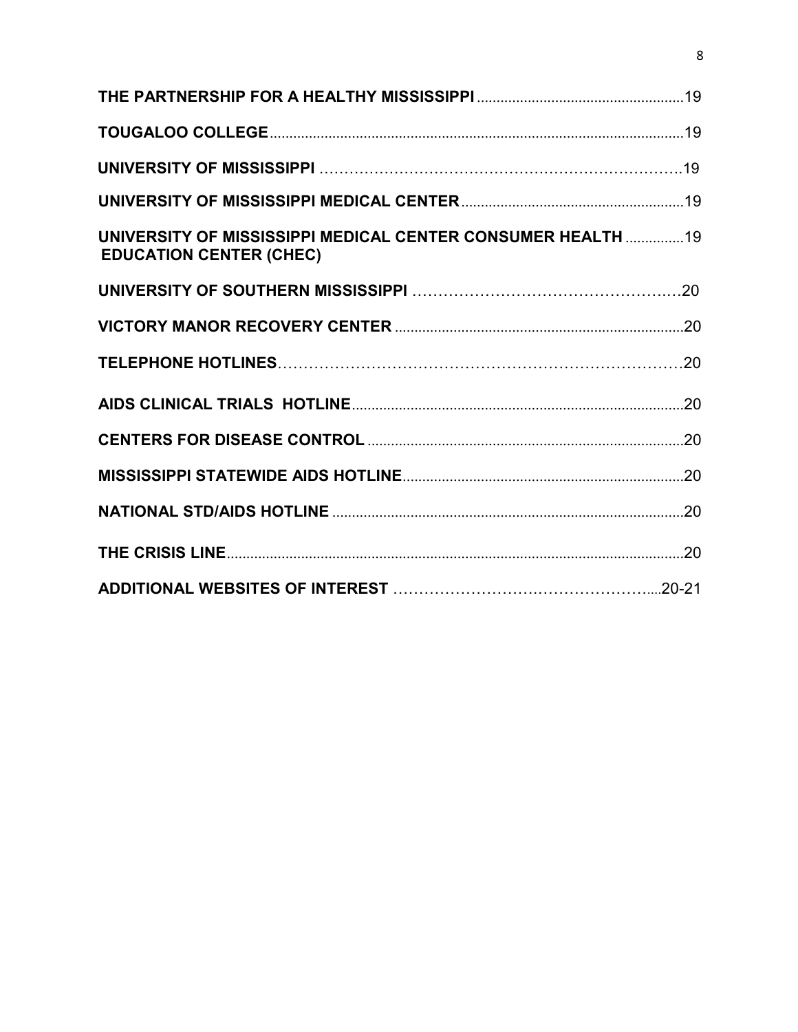**THE PARTNERSHIP FOR A HEALTHY MISSISSIPPI** .....................................................19

**TOUGALOO COLLEGE** ........................................................................................................19

**UNIVERSITY OF MISSISSIPPI** ……………………………………………………………….19

**UNIVERSITY OF MISSISSIPPI MEDICAL CENTER** .........................................................19

**UNIVERSITY OF MISSISSIPPI MEDICAL CENTER CONSUMER HEALTH EDUCATION CENTER (CHEC)** ...............19

**UNIVERSITY OF SOUTHERN MISSISSIPPI** ……………………………………………..20

**VICTORY MANOR RECOVERY CENTER** ..........................................................................20

**TELEPHONE HOTLINES** …………………………………………………………………20

**AIDS CLINICAL TRIALS HOTLINE** .....................................................................................20

**CENTERS FOR DISEASE CONTROL** .................................................................................20

**MISSISSIPPI STATEWIDE AIDS HOTLINE** ........................................................................20

**NATIONAL STD/AIDS HOTLINE** ..........................................................................................20

**THE CRISIS LINE** ...................................................................................................................20

**ADDITIONAL WEBSITES OF INTEREST** ………………………………………….....20-21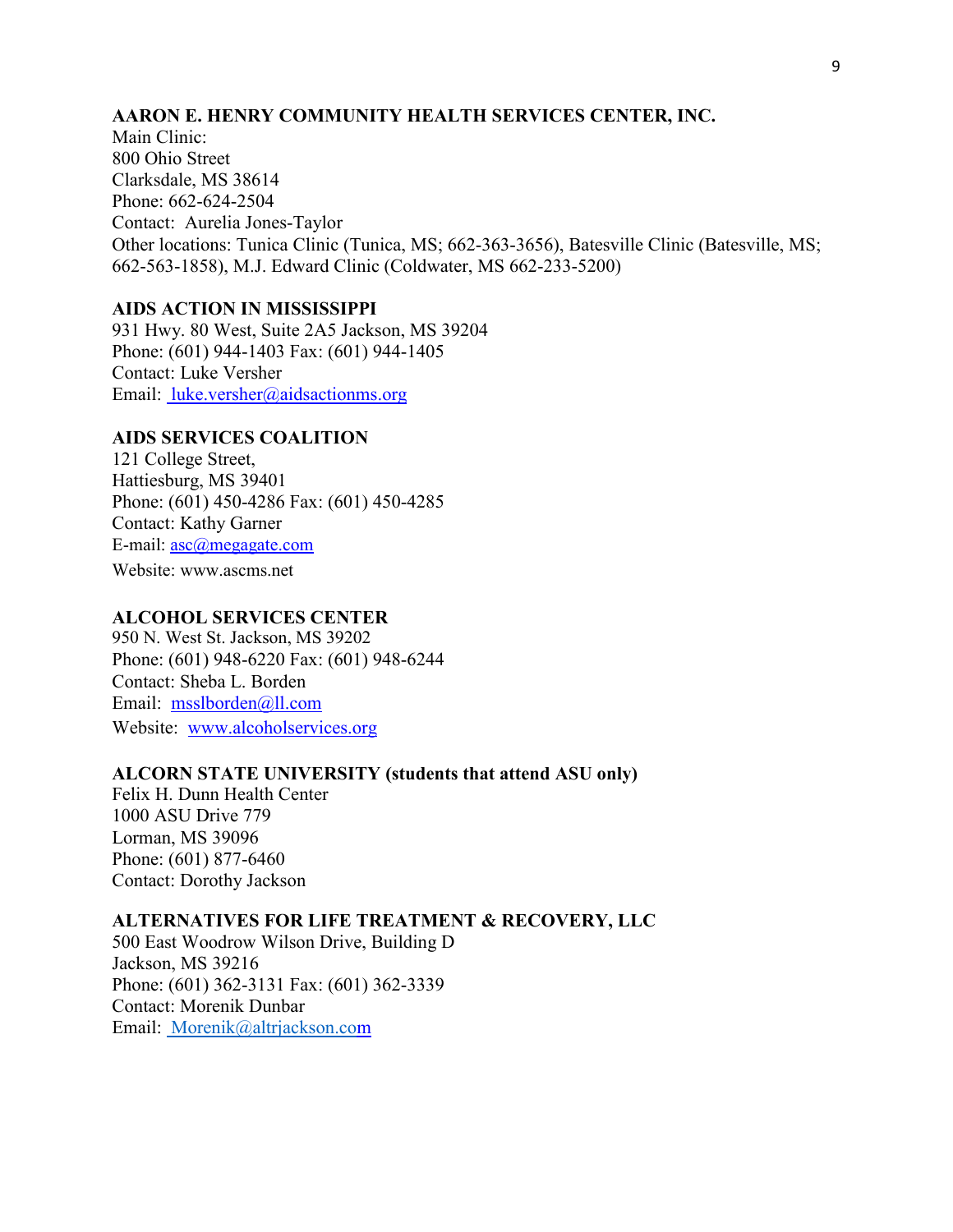**AARON E. HENRY COMMUNITY HEALTH SERVICES CENTER, INC.**
Main Clinic:
800 Ohio Street
Clarksdale, MS 38614
Phone: 662-624-2504
Contact: Aurelia Jones-Taylor
Other locations: Tunica Clinic (Tunica, MS; 662-363-3656), Batesville Clinic (Batesville, MS; 662-563-1858), M.J. Edward Clinic (Coldwater, MS 662-233-5200)

**AIDS ACTION IN MISSISSIPPI**
931 Hwy. 80 West, Suite 2A5 Jackson, MS 39204
Phone: (601) 944-1403 Fax: (601) 944-1405
Contact: Luke Versher
Email: luke.versher@aidsactionms.org

**AIDS SERVICES COALITION**
121 College Street,
Hattiesburg, MS 39401
Phone: (601) 450-4286 Fax: (601) 450-4285
Contact: Kathy Garner
E-mail: asc@megagate.com
Website: www.ascms.net

**ALCOHOL SERVICES CENTER**
950 N. West St. Jackson, MS 39202
Phone: (601) 948-6220 Fax: (601) 948-6244
Contact: Sheba L. Borden
Email: msslborden@ll.com
Website: www.alcoholservices.org

**ALCORN STATE UNIVERSITY (students that attend ASU only)**
Felix H. Dunn Health Center
1000 ASU Drive 779
Lorman, MS 39096
Phone: (601) 877-6460
Contact: Dorothy Jackson

**ALTERNATIVES FOR LIFE TREATMENT & RECOVERY, LLC**
500 East Woodrow Wilson Drive, Building D
Jackson, MS 39216
Phone: (601) 362-3131 Fax: (601) 362-3339
Contact: Morenik Dunbar
Email: Morenik@altrjackson.com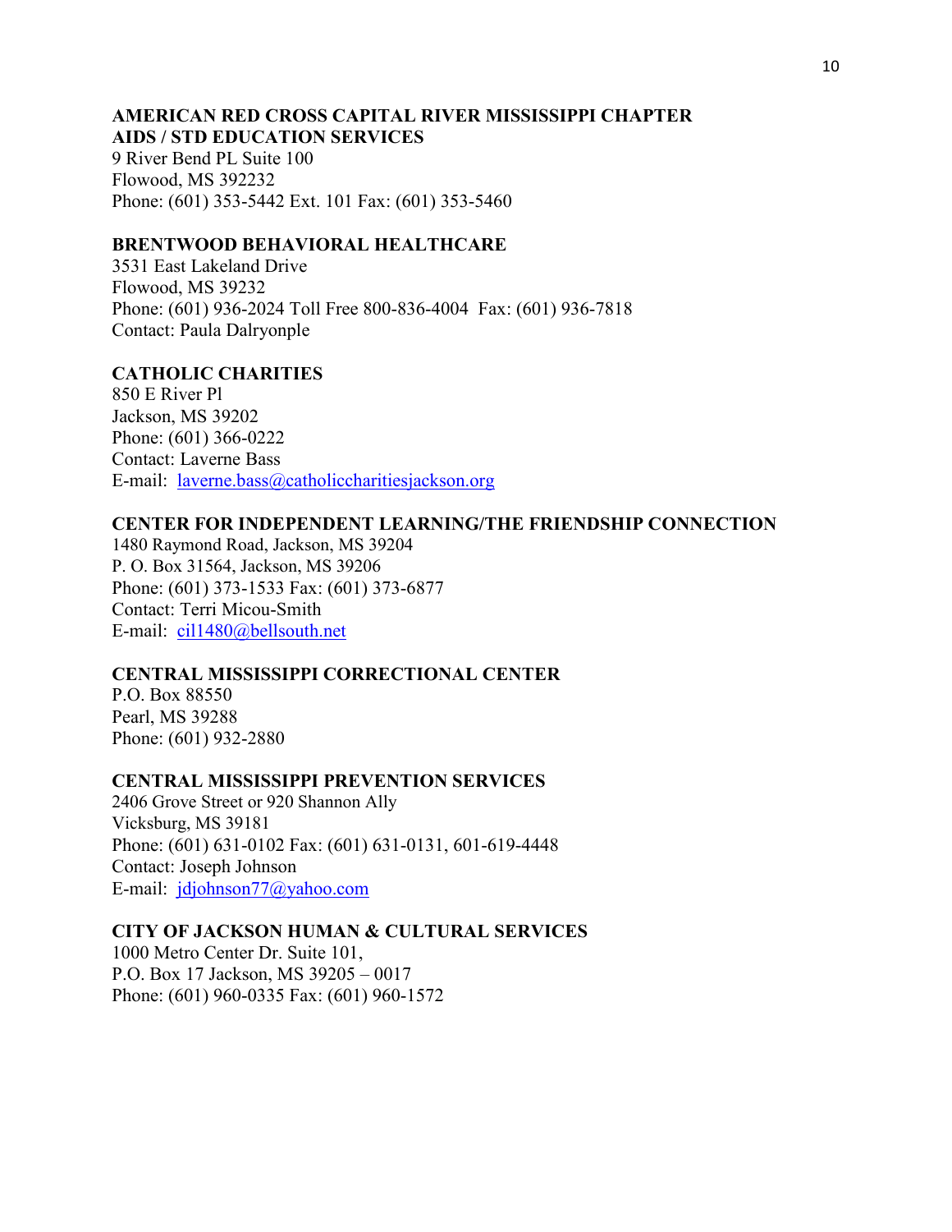**AMERICAN RED CROSS CAPITAL RIVER MISSISSIPPI CHAPTER**
**AIDS / STD EDUCATION SERVICES**
9 River Bend PL Suite 100
Flowood, MS 392232
Phone: (601) 353-5442 Ext. 101 Fax: (601) 353-5460

**BRENTWOOD BEHAVIORAL HEALTHCARE**
3531 East Lakeland Drive
Flowood, MS 39232
Phone: (601) 936-2024 Toll Free 800-836-4004 Fax: (601) 936-7818
Contact: Paula Dalryonple

**CATHOLIC CHARITIES**
850 E River Pl
Jackson, MS 39202
Phone: (601) 366-0222
Contact: Laverne Bass
E-mail: laverne.bass@catholiccharitiesjackson.org

**CENTER FOR INDEPENDENT LEARNING/THE FRIENDSHIP CONNECTION**
1480 Raymond Road, Jackson, MS 39204
P. O. Box 31564, Jackson, MS 39206
Phone: (601) 373-1533 Fax: (601) 373-6877
Contact: Terri Micou-Smith
E-mail: cil1480@bellsouth.net

**CENTRAL MISSISSIPPI CORRECTIONAL CENTER**
P.O. Box 88550
Pearl, MS 39288
Phone: (601) 932-2880

**CENTRAL MISSISSIPPI PREVENTION SERVICES**
2406 Grove Street or 920 Shannon Ally
Vicksburg, MS 39181
Phone: (601) 631-0102 Fax: (601) 631-0131, 601-619-4448
Contact: Joseph Johnson
E-mail: jdjohnson77@yahoo.com

**CITY OF JACKSON HUMAN & CULTURAL SERVICES**
1000 Metro Center Dr. Suite 101,
P.O. Box 17 Jackson, MS 39205 – 0017
Phone: (601) 960-0335 Fax: (601) 960-1572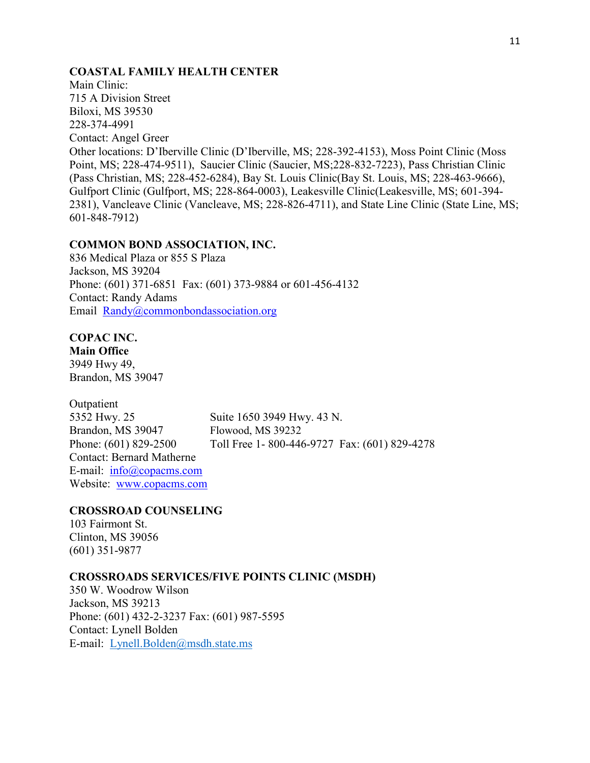**COASTAL FAMILY HEALTH CENTER**
Main Clinic:
715 A Division Street
Biloxi, MS 39530
228-374-4991
Contact: Angel Greer
Other locations: D'Iberville Clinic (D'Iberville, MS; 228-392-4153), Moss Point Clinic (Moss Point, MS; 228-474-9511), Saucier Clinic (Saucier, MS;228-832-7223), Pass Christian Clinic (Pass Christian, MS; 228-452-6284), Bay St. Louis Clinic(Bay St. Louis, MS; 228-463-9666), Gulfport Clinic (Gulfport, MS; 228-864-0003), Leakesville Clinic(Leakesville, MS; 601-394-2381), Vancleave Clinic (Vancleave, MS; 228-826-4711), and State Line Clinic (State Line, MS; 601-848-7912)

**COMMON BOND ASSOCIATION, INC.**
836 Medical Plaza or 855 S Plaza
Jackson, MS 39204
Phone: (601) 371-6851 Fax: (601) 373-9884 or 601-456-4132
Contact: Randy Adams
Email Randy@commonbondassociation.org

**COPAC INC.**
**Main Office**
3949 Hwy 49,
Brandon, MS 39047

Outpatient
5352 Hwy. 25
Brandon, MS 39047
Phone: (601) 829-2500

Suite 1650 3949 Hwy. 43 N.
Flowood, MS 39232
Toll Free 1- 800-446-9727 Fax: (601) 829-4278

Contact: Bernard Matherne
E-mail: info@copacms.com
Website: www.copacms.com

**CROSSROAD COUNSELING**
103 Fairmont St.
Clinton, MS 39056
(601) 351-9877

**CROSSROADS SERVICES/FIVE POINTS CLINIC (MSDH)**
350 W. Woodrow Wilson
Jackson, MS 39213
Phone: (601) 432-2-3237 Fax: (601) 987-5595
Contact: Lynell Bolden
E-mail: Lynell.Bolden@msdh.state.ms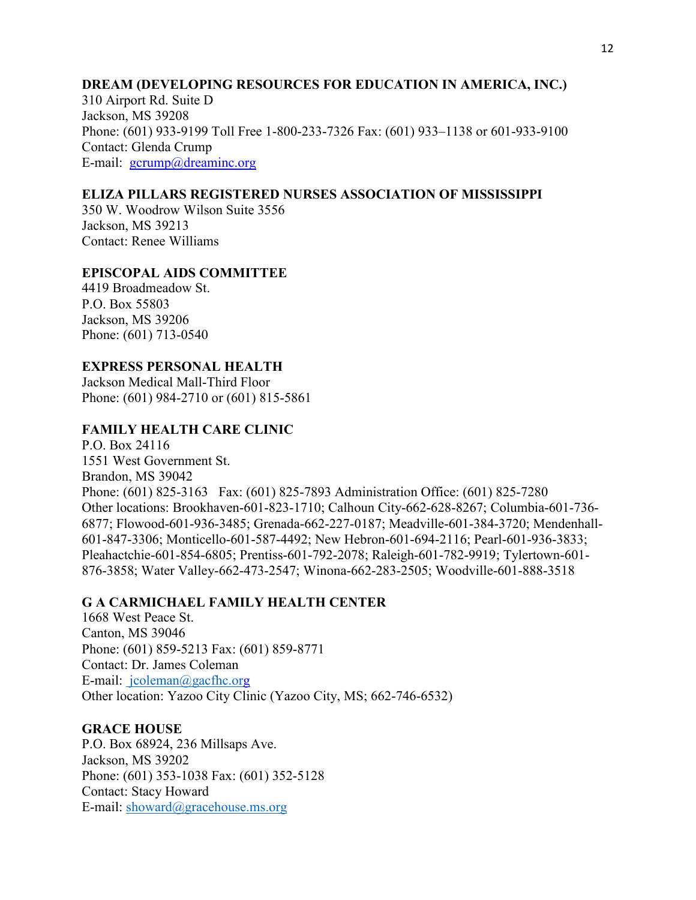**DREAM (DEVELOPING RESOURCES FOR EDUCATION IN AMERICA, INC.)**
310 Airport Rd. Suite D
Jackson, MS 39208
Phone: (601) 933-9199 Toll Free 1-800-233-7326 Fax: (601) 933–1138 or 601-933-9100
Contact: Glenda Crump
E-mail: gcrump@dreaminc.org

**ELIZA PILLARS REGISTERED NURSES ASSOCIATION OF MISSISSIPPI**
350 W. Woodrow Wilson Suite 3556
Jackson, MS 39213
Contact: Renee Williams

**EPISCOPAL AIDS COMMITTEE**
4419 Broadmeadow St.
P.O. Box 55803
Jackson, MS 39206
Phone: (601) 713-0540

**EXPRESS PERSONAL HEALTH**
Jackson Medical Mall-Third Floor
Phone: (601) 984-2710 or (601) 815-5861

**FAMILY HEALTH CARE CLINIC**
P.O. Box 24116
1551 West Government St.
Brandon, MS 39042
Phone: (601) 825-3163 Fax: (601) 825-7893 Administration Office: (601) 825-7280
Other locations: Brookhaven-601-823-1710; Calhoun City-662-628-8267; Columbia-601-736-6877; Flowood-601-936-3485; Grenada-662-227-0187; Meadville-601-384-3720; Mendenhall-601-847-3306; Monticello-601-587-4492; New Hebron-601-694-2116; Pearl-601-936-3833; Pleahactchie-601-854-6805; Prentiss-601-792-2078; Raleigh-601-782-9919; Tylertown-601-876-3858; Water Valley-662-473-2547; Winona-662-283-2505; Woodville-601-888-3518

**G A CARMICHAEL FAMILY HEALTH CENTER**
1668 West Peace St.
Canton, MS 39046
Phone: (601) 859-5213 Fax: (601) 859-8771
Contact: Dr. James Coleman
E-mail: jcoleman@gacfhc.org
Other location: Yazoo City Clinic (Yazoo City, MS; 662-746-6532)

**GRACE HOUSE**
P.O. Box 68924, 236 Millsaps Ave.
Jackson, MS 39202
Phone: (601) 353-1038 Fax: (601) 352-5128
Contact: Stacy Howard
E-mail: showard@gracehouse.ms.org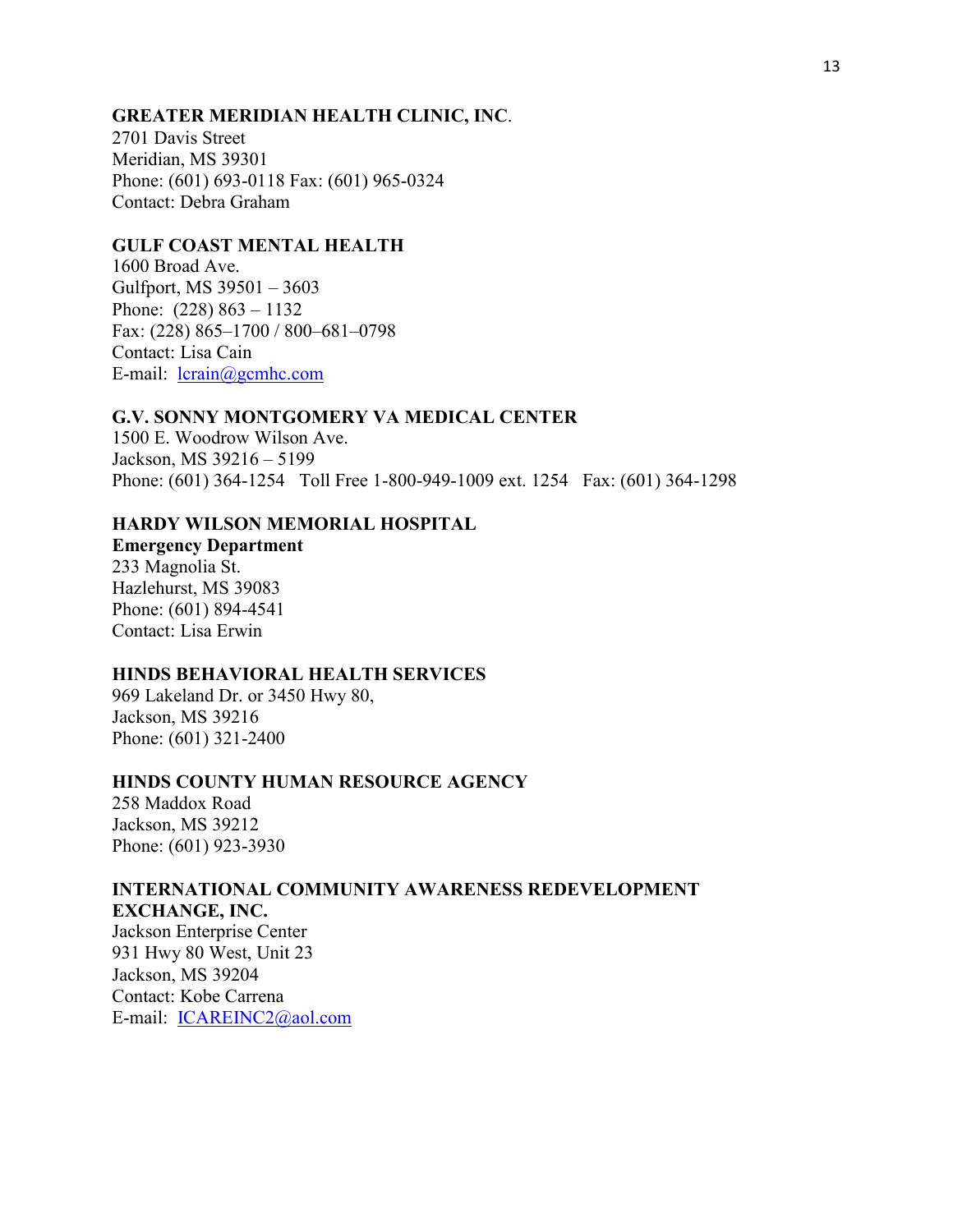**GREATER MERIDIAN HEALTH CLINIC, INC**.
2701 Davis Street
Meridian, MS 39301
Phone: (601) 693-0118 Fax: (601) 965-0324
Contact: Debra Graham

**GULF COAST MENTAL HEALTH**
1600 Broad Ave.
Gulfport, MS 39501 – 3603
Phone: (228) 863 – 1132
Fax: (228) 865–1700 / 800–681–0798
Contact: Lisa Cain
E-mail: lcrain@gcmhc.com

**G.V. SONNY MONTGOMERY VA MEDICAL CENTER**
1500 E. Woodrow Wilson Ave.
Jackson, MS 39216 – 5199
Phone: (601) 364-1254 Toll Free 1-800-949-1009 ext. 1254 Fax: (601) 364-1298

**HARDY WILSON MEMORIAL HOSPITAL**
**Emergency Department**
233 Magnolia St.
Hazlehurst, MS 39083
Phone: (601) 894-4541
Contact: Lisa Erwin

**HINDS BEHAVIORAL HEALTH SERVICES**
969 Lakeland Dr. or 3450 Hwy 80,
Jackson, MS 39216
Phone: (601) 321-2400

**HINDS COUNTY HUMAN RESOURCE AGENCY**
258 Maddox Road
Jackson, MS 39212
Phone: (601) 923-3930

**INTERNATIONAL COMMUNITY AWARENESS REDEVELOPMENT EXCHANGE, INC.**
Jackson Enterprise Center
931 Hwy 80 West, Unit 23
Jackson, MS 39204
Contact: Kobe Carrena
E-mail: ICAREINC2@aol.com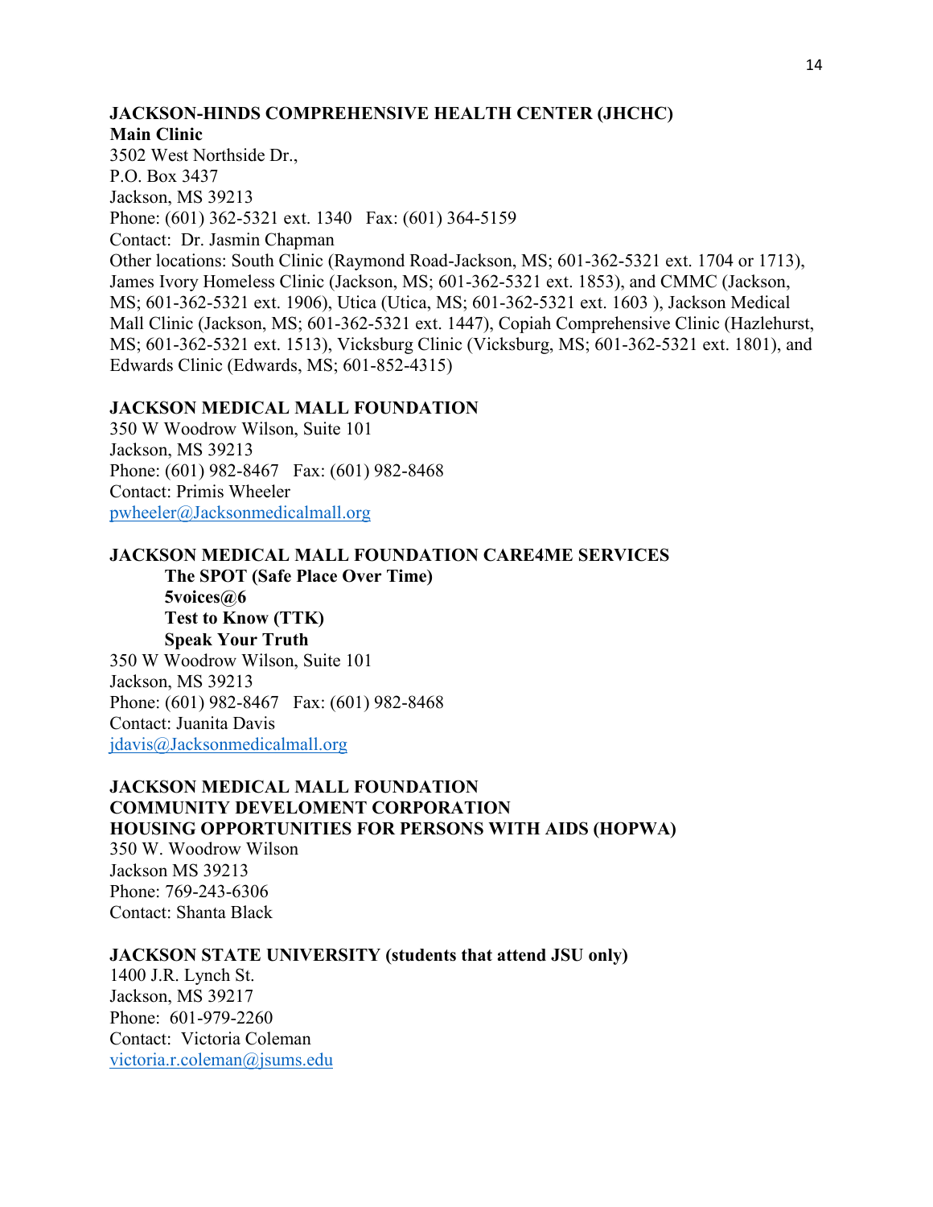**JACKSON-HINDS COMPREHENSIVE HEALTH CENTER (JHCHC)**
**Main Clinic**
3502 West Northside Dr.,
P.O. Box 3437
Jackson, MS 39213
Phone: (601) 362-5321 ext. 1340   Fax: (601) 364-5159
Contact:  Dr. Jasmin Chapman
Other locations: South Clinic (Raymond Road-Jackson, MS; 601-362-5321 ext. 1704 or 1713), James Ivory Homeless Clinic (Jackson, MS; 601-362-5321 ext. 1853), and CMMC (Jackson, MS; 601-362-5321 ext. 1906), Utica (Utica, MS; 601-362-5321 ext. 1603 ), Jackson Medical Mall Clinic (Jackson, MS; 601-362-5321 ext. 1447), Copiah Comprehensive Clinic (Hazlehurst, MS; 601-362-5321 ext. 1513), Vicksburg Clinic (Vicksburg, MS; 601-362-5321 ext. 1801), and Edwards Clinic (Edwards, MS; 601-852-4315)

**JACKSON MEDICAL MALL FOUNDATION**
350 W Woodrow Wilson, Suite 101
Jackson, MS 39213
Phone: (601) 982-8467   Fax: (601) 982-8468
Contact: Primis Wheeler
pwheeler@Jacksonmedicalmall.org

**JACKSON MEDICAL MALL FOUNDATION CARE4ME SERVICES**
**The SPOT (Safe Place Over Time)**
**5voices@6**
**Test to Know (TTK)**
**Speak Your Truth**
350 W Woodrow Wilson, Suite 101
Jackson, MS 39213
Phone: (601) 982-8467   Fax: (601) 982-8468
Contact: Juanita Davis
jdavis@Jacksonmedicalmall.org

**JACKSON MEDICAL MALL FOUNDATION**
**COMMUNITY DEVELOMENT CORPORATION**
**HOUSING OPPORTUNITIES FOR PERSONS WITH AIDS (HOPWA)**
350 W. Woodrow Wilson
Jackson MS 39213
Phone: 769-243-6306
Contact: Shanta Black

**JACKSON STATE UNIVERSITY (students that attend JSU only)**
1400 J.R. Lynch St.
Jackson, MS 39217
Phone:  601-979-2260
Contact:  Victoria Coleman
victoria.r.coleman@jsums.edu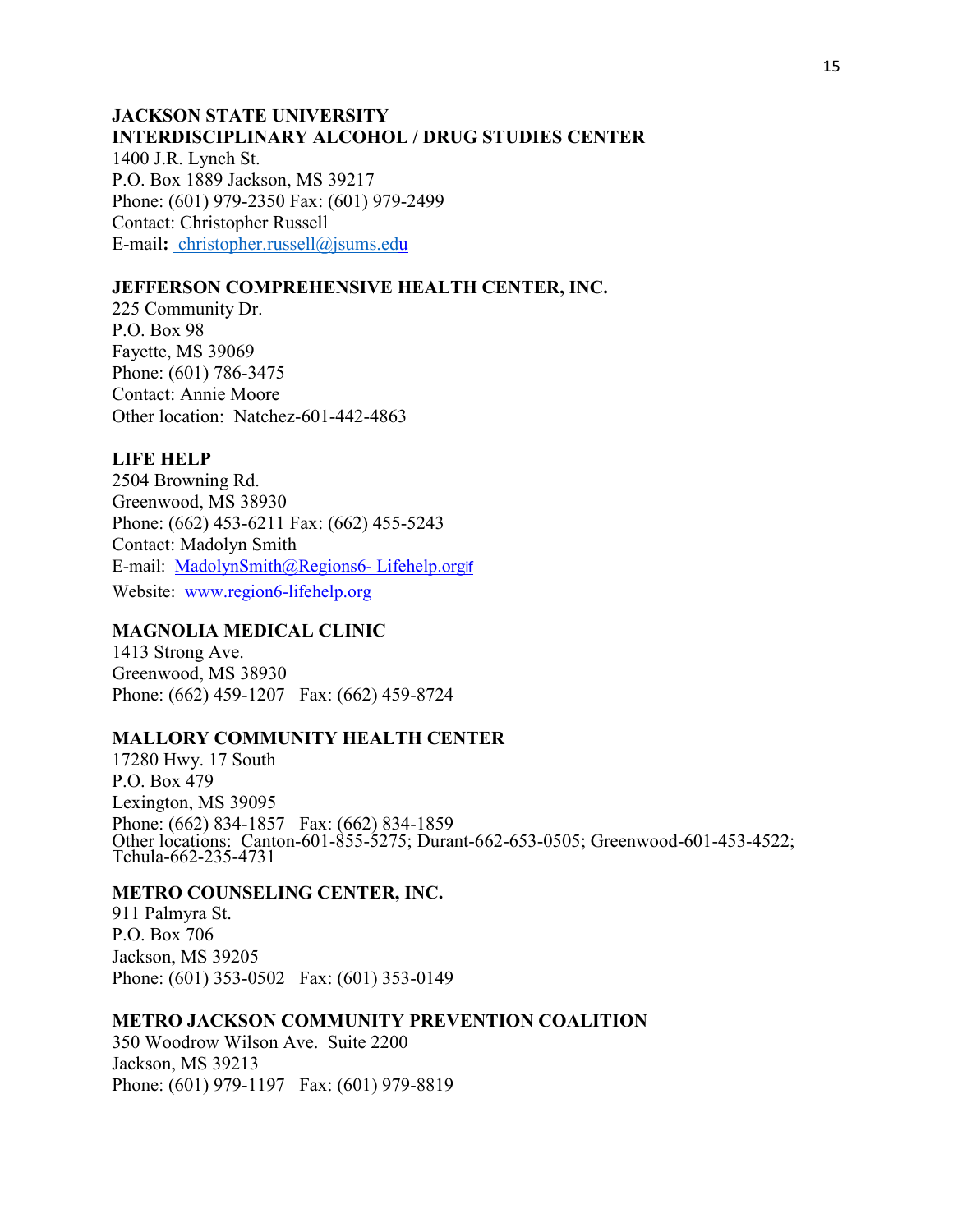**JACKSON STATE UNIVERSITY**
**INTERDISCIPLINARY ALCOHOL / DRUG STUDIES CENTER**
1400 J.R. Lynch St.
P.O. Box 1889 Jackson, MS 39217
Phone: (601) 979-2350 Fax: (601) 979-2499
Contact: Christopher Russell
E-mail**:** christopher.russell@jsums.edu

**JEFFERSON COMPREHENSIVE HEALTH CENTER, INC.**
225 Community Dr.
P.O. Box 98
Fayette, MS 39069
Phone: (601) 786-3475
Contact: Annie Moore
Other location: Natchez-601-442-4863

**LIFE HELP**
2504 Browning Rd.
Greenwood, MS 38930
Phone: (662) 453-6211 Fax: (662) 455-5243
Contact: Madolyn Smith
E-mail: MadolynSmith@Regions6- Lifehelp.orgif
Website: www.region6-lifehelp.org

**MAGNOLIA MEDICAL CLINIC**
1413 Strong Ave.
Greenwood, MS 38930
Phone: (662) 459-1207 Fax: (662) 459-8724

**MALLORY COMMUNITY HEALTH CENTER**
17280 Hwy. 17 South
P.O. Box 479
Lexington, MS 39095
Phone: (662) 834-1857 Fax: (662) 834-1859
Other locations: Canton-601-855-5275; Durant-662-653-0505; Greenwood-601-453-4522; Tchula-662-235-4731

**METRO COUNSELING CENTER, INC.**
911 Palmyra St.
P.O. Box 706
Jackson, MS 39205
Phone: (601) 353-0502 Fax: (601) 353-0149

**METRO JACKSON COMMUNITY PREVENTION COALITION**
350 Woodrow Wilson Ave. Suite 2200
Jackson, MS 39213
Phone: (601) 979-1197 Fax: (601) 979-8819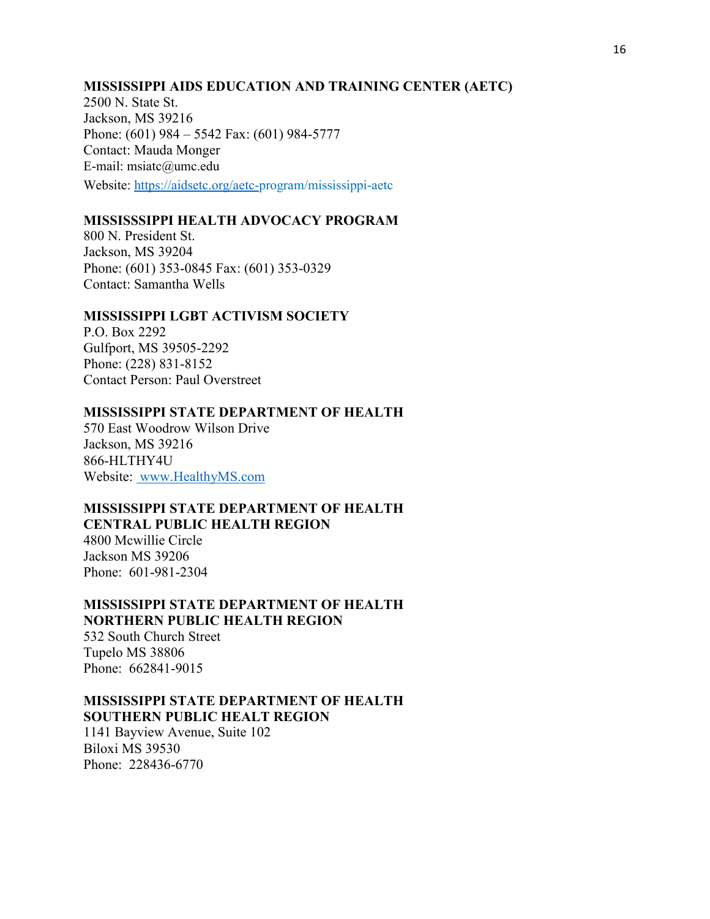**MISSISSIPPI AIDS EDUCATION AND TRAINING CENTER (AETC)**
2500 N. State St.
Jackson, MS 39216
Phone: (601) 984 – 5542 Fax: (601) 984-5777
Contact: Mauda Monger
E-mail: msiatc@umc.edu
Website: https://aidsetc.org/aetc-program/mississippi-aetc

**MISSISSSIPPI HEALTH ADVOCACY PROGRAM**
800 N. President St.
Jackson, MS 39204
Phone: (601) 353-0845 Fax: (601) 353-0329
Contact: Samantha Wells

**MISSISSIPPI LGBT ACTIVISM SOCIETY**
P.O. Box 2292
Gulfport, MS 39505-2292
Phone: (228) 831-8152
Contact Person: Paul Overstreet

**MISSISSIPPI STATE DEPARTMENT OF HEALTH**
570 East Woodrow Wilson Drive
Jackson, MS 39216
866-HLTHY4U
Website: www.HealthyMS.com

**MISSISSIPPI STATE DEPARTMENT OF HEALTH**
**CENTRAL PUBLIC HEALTH REGION**
4800 Mcwillie Circle
Jackson MS 39206
Phone: 601-981-2304

**MISSISSIPPI STATE DEPARTMENT OF HEALTH**
**NORTHERN PUBLIC HEALTH REGION**
532 South Church Street
Tupelo MS 38806
Phone: 662841-9015

**MISSISSIPPI STATE DEPARTMENT OF HEALTH**
**SOUTHERN PUBLIC HEALT REGION**
1141 Bayview Avenue, Suite 102
Biloxi MS 39530
Phone: 228436-6770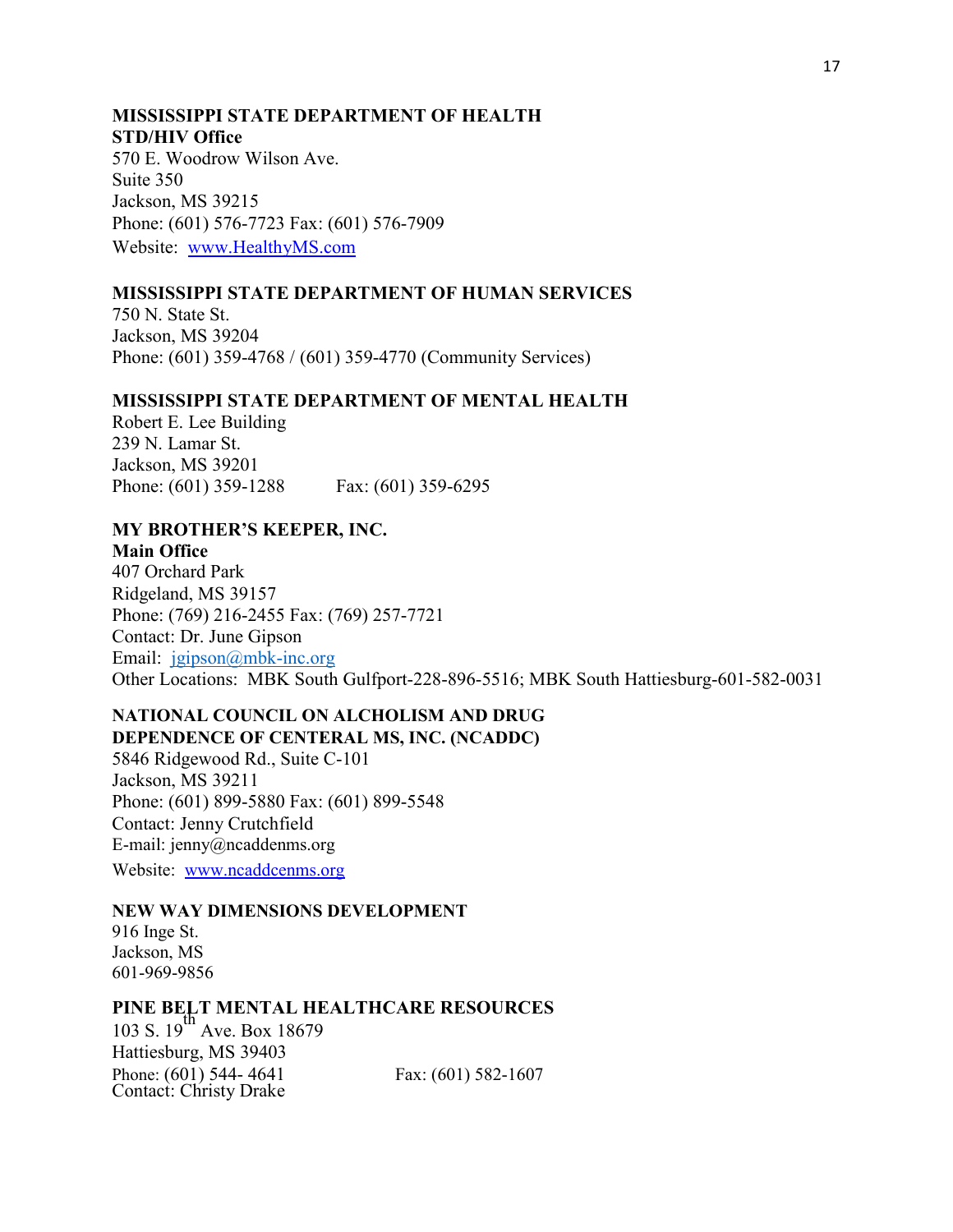**MISSISSIPPI STATE DEPARTMENT OF HEALTH**
**STD/HIV Office**
570 E. Woodrow Wilson Ave.
Suite 350
Jackson, MS 39215
Phone: (601) 576-7723 Fax: (601) 576-7909
Website: www.HealthyMS.com

**MISSISSIPPI STATE DEPARTMENT OF HUMAN SERVICES**
750 N. State St.
Jackson, MS 39204
Phone: (601) 359-4768 / (601) 359-4770 (Community Services)

**MISSISSIPPI STATE DEPARTMENT OF MENTAL HEALTH**
Robert E. Lee Building
239 N. Lamar St.
Jackson, MS 39201
Phone: (601) 359-1288 Fax: (601) 359-6295

**MY BROTHER'S KEEPER, INC.**
**Main Office**
407 Orchard Park
Ridgeland, MS 39157
Phone: (769) 216-2455 Fax: (769) 257-7721
Contact: Dr. June Gipson
Email: jgipson@mbk-inc.org
Other Locations: MBK South Gulfport-228-896-5516; MBK South Hattiesburg-601-582-0031

**NATIONAL COUNCIL ON ALCHOLISM AND DRUG DEPENDENCE OF CENTERAL MS, INC. (NCADDC)**
5846 Ridgewood Rd., Suite C-101
Jackson, MS 39211
Phone: (601) 899-5880 Fax: (601) 899-5548
Contact: Jenny Crutchfield
E-mail: jenny@ncaddenms.org
Website: www.ncaddcenms.org

**NEW WAY DIMENSIONS DEVELOPMENT**
916 Inge St.
Jackson, MS
601-969-9856

**PINE BELT MENTAL HEALTHCARE RESOURCES**
103 S. 19th Ave. Box 18679
Hattiesburg, MS 39403
Phone: (601) 544- 4641 Fax: (601) 582-1607
Contact: Christy Drake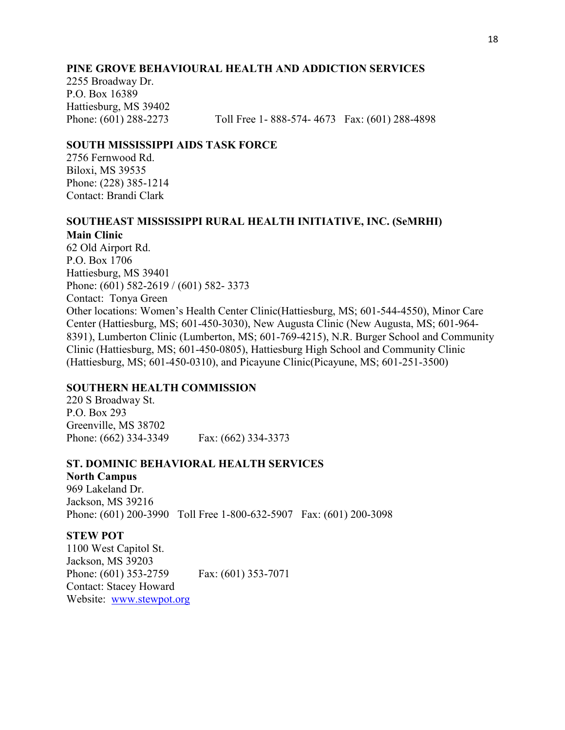**PINE GROVE BEHAVIOURAL HEALTH AND ADDICTION SERVICES**
2255 Broadway Dr.
P.O. Box 16389
Hattiesburg, MS 39402
Phone: (601) 288-2273 Toll Free 1- 888-574- 4673 Fax: (601) 288-4898

**SOUTH MISSISSIPPI AIDS TASK FORCE**
2756 Fernwood Rd.
Biloxi, MS 39535
Phone: (228) 385-1214
Contact: Brandi Clark

**SOUTHEAST MISSISSIPPI RURAL HEALTH INITIATIVE, INC. (SeMRHI)**
**Main Clinic**
62 Old Airport Rd.
P.O. Box 1706
Hattiesburg, MS 39401
Phone: (601) 582-2619 / (601) 582- 3373
Contact: Tonya Green
Other locations: Women's Health Center Clinic(Hattiesburg, MS; 601-544-4550), Minor Care Center (Hattiesburg, MS; 601-450-3030), New Augusta Clinic (New Augusta, MS; 601-964-8391), Lumberton Clinic (Lumberton, MS; 601-769-4215), N.R. Burger School and Community Clinic (Hattiesburg, MS; 601-450-0805), Hattiesburg High School and Community Clinic (Hattiesburg, MS; 601-450-0310), and Picayune Clinic(Picayune, MS; 601-251-3500)

**SOUTHERN HEALTH COMMISSION**
220 S Broadway St.
P.O. Box 293
Greenville, MS 38702
Phone: (662) 334-3349 Fax: (662) 334-3373

**ST. DOMINIC BEHAVIORAL HEALTH SERVICES**
**North Campus**
969 Lakeland Dr.
Jackson, MS 39216
Phone: (601) 200-3990 Toll Free 1-800-632-5907 Fax: (601) 200-3098

**STEW POT**
1100 West Capitol St.
Jackson, MS 39203
Phone: (601) 353-2759 Fax: (601) 353-7071
Contact: Stacey Howard
Website: www.stewpot.org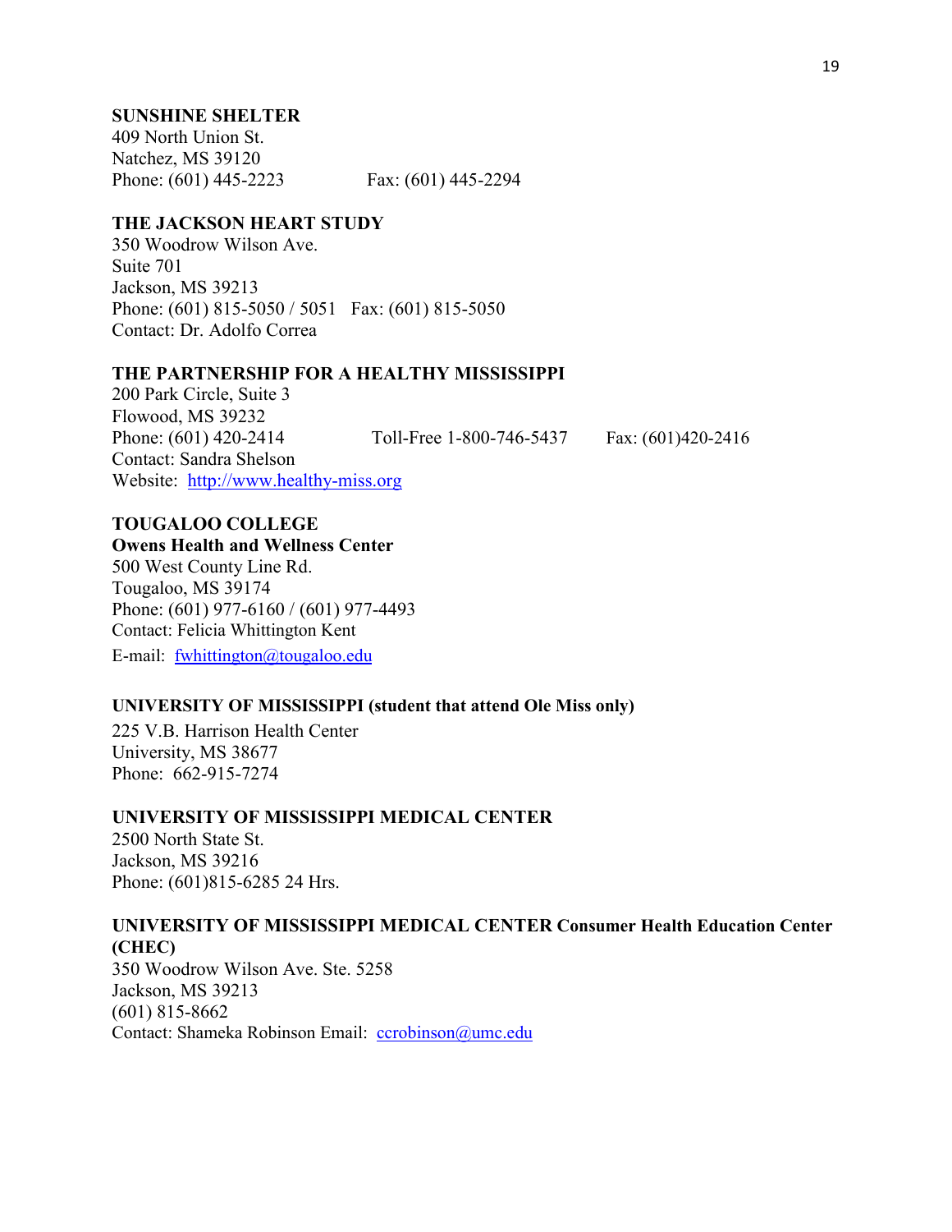**SUNSHINE SHELTER**
409 North Union St.
Natchez, MS 39120
Phone: (601) 445-2223 Fax: (601) 445-2294

**THE JACKSON HEART STUDY**
350 Woodrow Wilson Ave.
Suite 701
Jackson, MS 39213
Phone: (601) 815-5050 / 5051 Fax: (601) 815-5050
Contact: Dr. Adolfo Correa

**THE PARTNERSHIP FOR A HEALTHY MISSISSIPPI**
200 Park Circle, Suite 3
Flowood, MS 39232
Phone: (601) 420-2414 Toll-Free 1-800-746-5437 Fax: (601)420-2416
Contact: Sandra Shelson
Website: http://www.healthy-miss.org

**TOUGALOO COLLEGE**
**Owens Health and Wellness Center**
500 West County Line Rd.
Tougaloo, MS 39174
Phone: (601) 977-6160 / (601) 977-4493
Contact: Felicia Whittington Kent
E-mail: fwhittington@tougaloo.edu

**UNIVERSITY OF MISSISSIPPI (student that attend Ole Miss only)**
225 V.B. Harrison Health Center
University, MS 38677
Phone: 662-915-7274

**UNIVERSITY OF MISSISSIPPI MEDICAL CENTER**
2500 North State St.
Jackson, MS 39216
Phone: (601)815-6285 24 Hrs.

**UNIVERSITY OF MISSISSIPPI MEDICAL CENTER Consumer Health Education Center (CHEC)**
350 Woodrow Wilson Ave. Ste. 5258
Jackson, MS 39213
(601) 815-8662
Contact: Shameka Robinson Email: ccrobinson@umc.edu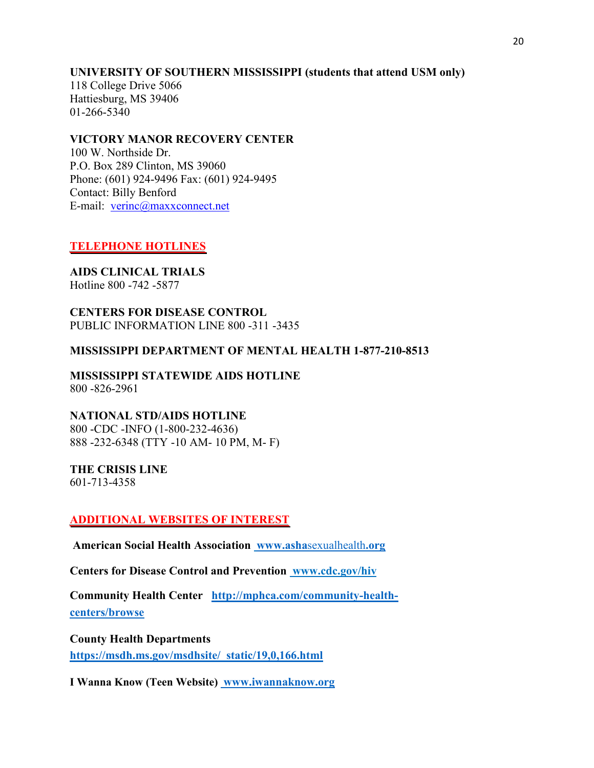**UNIVERSITY OF SOUTHERN MISSISSIPPI (students that attend USM only)**
118 College Drive 5066
Hattiesburg, MS 39406
01-266-5340

**VICTORY MANOR RECOVERY CENTER**
100 W. Northside Dr.
P.O. Box 289 Clinton, MS 39060
Phone: (601) 924-9496 Fax: (601) 924-9495
Contact: Billy Benford
E-mail: verinc@maxxconnect.net

## TELEPHONE HOTLINES

**AIDS CLINICAL TRIALS**
Hotline 800 -742 -5877

**CENTERS FOR DISEASE CONTROL**
PUBLIC INFORMATION LINE 800 -311 -3435

**MISSISSIPPI DEPARTMENT OF MENTAL HEALTH 1-877-210-8513**

**MISSISSIPPI STATEWIDE AIDS HOTLINE**
800 -826-2961

**NATIONAL STD/AIDS HOTLINE**
800 -CDC -INFO (1-800-232-4636)
888 -232-6348 (TTY -10 AM- 10 PM, M- F)

**THE CRISIS LINE**
601-713-4358

## ADDITIONAL WEBSITES OF INTEREST

**American Social Health Association** www.ashasexualhealth.org

**Centers for Disease Control and Prevention** www.cdc.gov/hiv

**Community Health Center** http://mphca.com/community-health-centers/browse

**County Health Departments**
https://msdh.ms.gov/msdhsite/_static/19,0,166.html

**I Wanna Know (Teen Website)** www.iwannaknow.org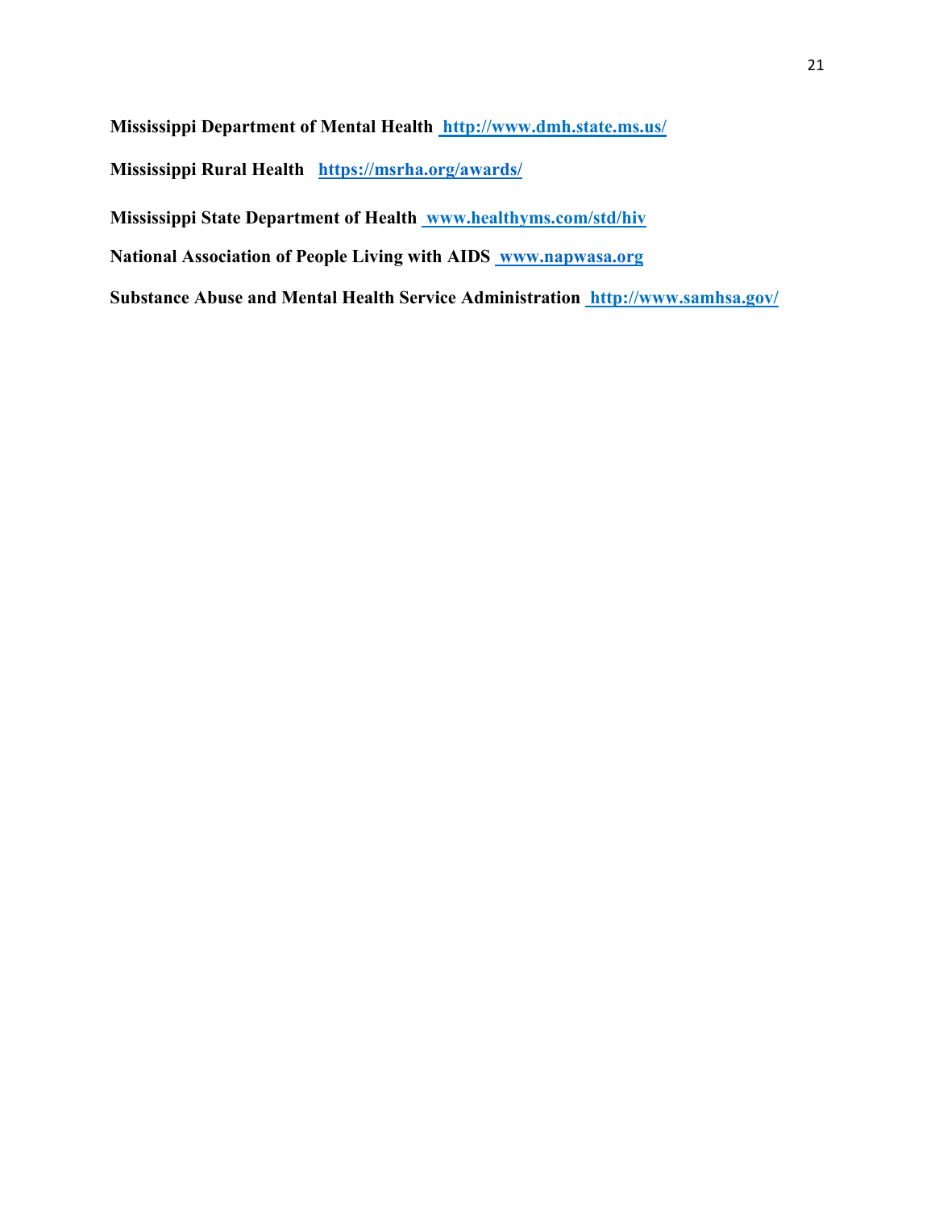**Mississippi Department of Mental Health** http://www.dmh.state.ms.us/

**Mississippi Rural Health** https://msrha.org/awards/

**Mississippi State Department of Health** www.healthyms.com/std/hiv

**National Association of People Living with AIDS** www.napwasa.org

**Substance Abuse and Mental Health Service Administration** http://www.samhsa.gov/